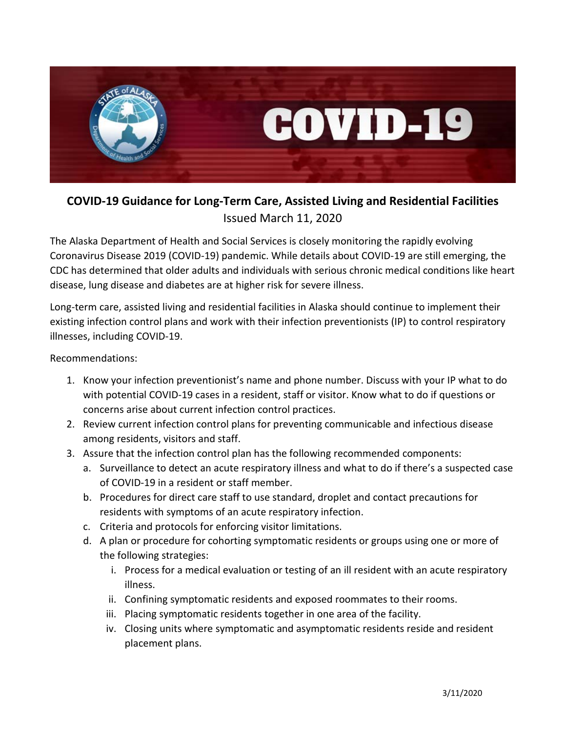## COVID-19 Guidance for Long-Term Care, Assisted Living and Residential Facilities

Issued March 11, 2020

The Alaska Department of Health and Social Services is closely monitoring the rapidly evolving Coronavirus Disease 2019 (COVID-19) pandemic. While details about COVID-19 are still emerging, the CDC has determined that older adults and individuals with serious chronic medical conditions like heart disease, lung disease and diabetes are at higher risk for severe illness.

Long-term care, assisted living and residential facilities in Alaska should continue to implement their existing infection control plans and work with their infection preventionists (IP) to control respiratory illnesses, including COVID-19.

Recommendations:

1. Know your infection preventionist's name and phone number. Discuss with your IP what to do with potential COVID-19 cases in a resident, staff or visitor. Know what to do if questions or concerns arise about current infection control practices.
2. Review current infection control plans for preventing communicable and infectious disease among residents, visitors and staff.
3. Assure that the infection control plan has the following recommended components:
   a. Surveillance to detect an acute respiratory illness and what to do if there's a suspected case of COVID-19 in a resident or staff member.
   b. Procedures for direct care staff to use standard, droplet and contact precautions for residents with symptoms of an acute respiratory infection.
   c. Criteria and protocols for enforcing visitor limitations.
   d. A plan or procedure for cohorting symptomatic residents or groups using one or more of the following strategies:
      i. Process for a medical evaluation or testing of an ill resident with an acute respiratory illness.
      ii. Confining symptomatic residents and exposed roommates to their rooms.
      iii. Placing symptomatic residents together in one area of the facility.
      iv. Closing units where symptomatic and asymptomatic residents reside and resident placement plans.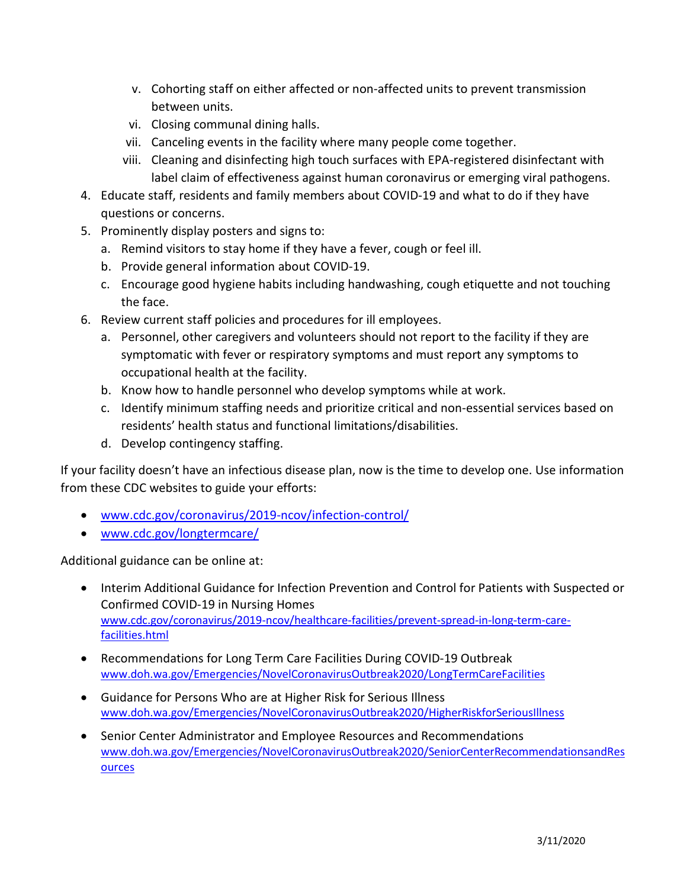v. Cohorting staff on either affected or non-affected units to prevent transmission between units.
   vi. Closing communal dining halls.
   vii. Canceling events in the facility where many people come together.
   viii. Cleaning and disinfecting high touch surfaces with EPA-registered disinfectant with label claim of effectiveness against human coronavirus or emerging viral pathogens.

4. Educate staff, residents and family members about COVID-19 and what to do if they have questions or concerns.
5. Prominently display posters and signs to:
   a. Remind visitors to stay home if they have a fever, cough or feel ill.
   b. Provide general information about COVID-19.
   c. Encourage good hygiene habits including handwashing, cough etiquette and not touching the face.
6. Review current staff policies and procedures for ill employees.
   a. Personnel, other caregivers and volunteers should not report to the facility if they are symptomatic with fever or respiratory symptoms and must report any symptoms to occupational health at the facility.
   b. Know how to handle personnel who develop symptoms while at work.
   c. Identify minimum staffing needs and prioritize critical and non-essential services based on residents' health status and functional limitations/disabilities.
   d. Develop contingency staffing.

If your facility doesn't have an infectious disease plan, now is the time to develop one. Use information from these CDC websites to guide your efforts:

- www.cdc.gov/coronavirus/2019-ncov/infection-control/
- www.cdc.gov/longtermcare/

Additional guidance can be online at:

- Interim Additional Guidance for Infection Prevention and Control for Patients with Suspected or Confirmed COVID-19 in Nursing Homes
  www.cdc.gov/coronavirus/2019-ncov/healthcare-facilities/prevent-spread-in-long-term-care-facilities.html
- Recommendations for Long Term Care Facilities During COVID-19 Outbreak
  www.doh.wa.gov/Emergencies/NovelCoronavirusOutbreak2020/LongTermCareFacilities
- Guidance for Persons Who are at Higher Risk for Serious Illness
  www.doh.wa.gov/Emergencies/NovelCoronavirusOutbreak2020/HigherRiskforSeriousIllness
- Senior Center Administrator and Employee Resources and Recommendations
  www.doh.wa.gov/Emergencies/NovelCoronavirusOutbreak2020/SeniorCenterRecommendationsandResources

3/11/2020